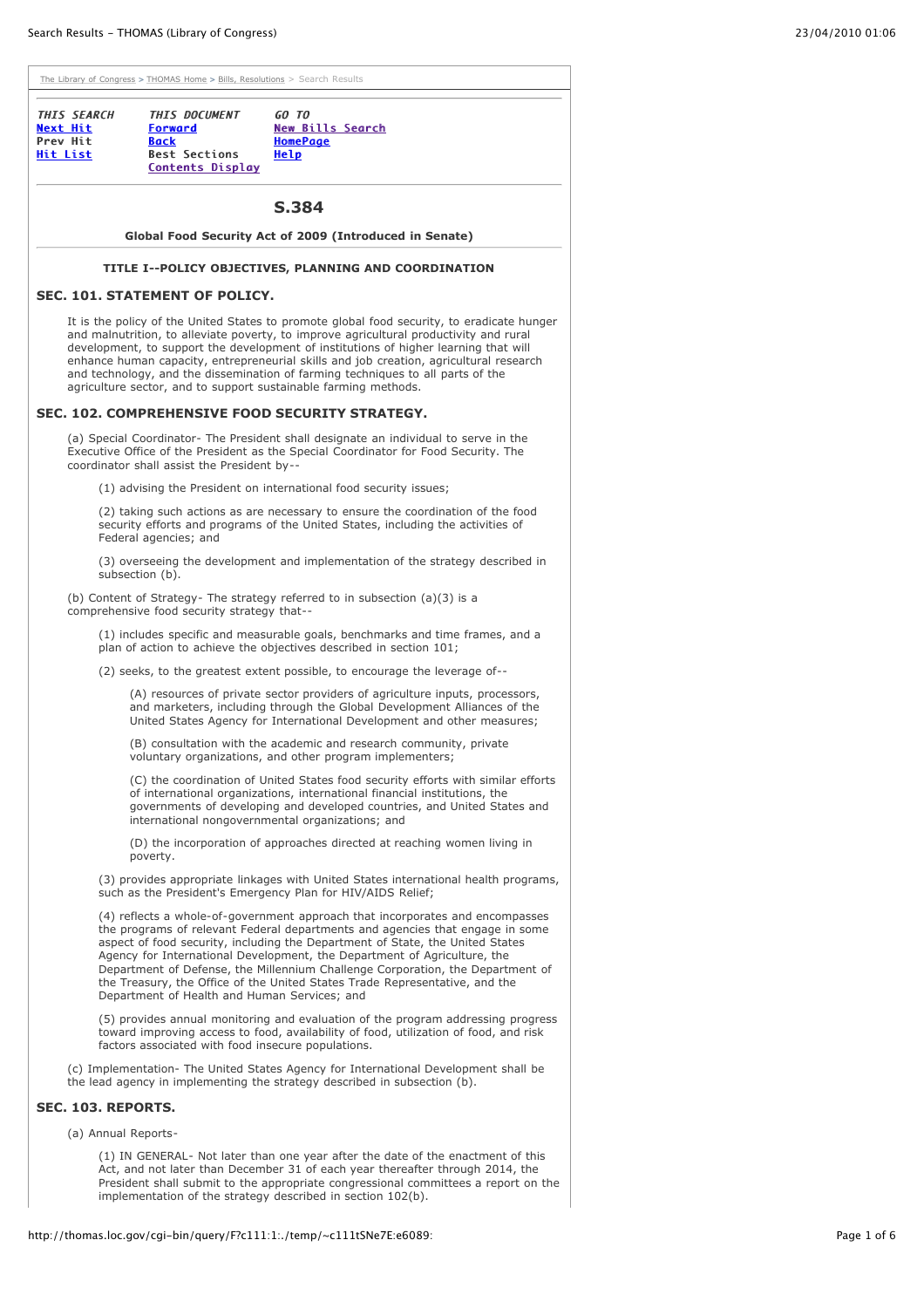The Library of Congress > THOMAS Home > Bills, Resolutions > Search Results

| THIS SEARCH | THIS DOCUMENT | GO TO |
| --- | --- | --- |
| Next Hit | Forward | New Bills Search |
| Prev Hit | Back | HomePage |
| Hit List | Best Sections | Help |
| | Contents Display | |

# S.384

**Global Food Security Act of 2009 (Introduced in Senate)**

**TITLE I--POLICY OBJECTIVES, PLANNING AND COORDINATION**

## SEC. 101. STATEMENT OF POLICY.

It is the policy of the United States to promote global food security, to eradicate hunger and malnutrition, to alleviate poverty, to improve agricultural productivity and rural development, to support the development of institutions of higher learning that will enhance human capacity, entrepreneurial skills and job creation, agricultural research and technology, and the dissemination of farming techniques to all parts of the agriculture sector, and to support sustainable farming methods.

## SEC. 102. COMPREHENSIVE FOOD SECURITY STRATEGY.

(a) Special Coordinator- The President shall designate an individual to serve in the Executive Office of the President as the Special Coordinator for Food Security. The coordinator shall assist the President by--

(1) advising the President on international food security issues;

(2) taking such actions as are necessary to ensure the coordination of the food security efforts and programs of the United States, including the activities of Federal agencies; and

(3) overseeing the development and implementation of the strategy described in subsection (b).

(b) Content of Strategy- The strategy referred to in subsection (a)(3) is a comprehensive food security strategy that--

(1) includes specific and measurable goals, benchmarks and time frames, and a plan of action to achieve the objectives described in section 101;

(2) seeks, to the greatest extent possible, to encourage the leverage of--

(A) resources of private sector providers of agriculture inputs, processors, and marketers, including through the Global Development Alliances of the United States Agency for International Development and other measures;

(B) consultation with the academic and research community, private voluntary organizations, and other program implementers;

(C) the coordination of United States food security efforts with similar efforts of international organizations, international financial institutions, the governments of developing and developed countries, and United States and international nongovernmental organizations; and

(D) the incorporation of approaches directed at reaching women living in poverty.

(3) provides appropriate linkages with United States international health programs, such as the President's Emergency Plan for HIV/AIDS Relief;

(4) reflects a whole-of-government approach that incorporates and encompasses the programs of relevant Federal departments and agencies that engage in some aspect of food security, including the Department of State, the United States Agency for International Development, the Department of Agriculture, the Department of Defense, the Millennium Challenge Corporation, the Department of the Treasury, the Office of the United States Trade Representative, and the Department of Health and Human Services; and

(5) provides annual monitoring and evaluation of the program addressing progress toward improving access to food, availability of food, utilization of food, and risk factors associated with food insecure populations.

(c) Implementation- The United States Agency for International Development shall be the lead agency in implementing the strategy described in subsection (b).

## SEC. 103. REPORTS.

(a) Annual Reports-

(1) IN GENERAL- Not later than one year after the date of the enactment of this Act, and not later than December 31 of each year thereafter through 2014, the President shall submit to the appropriate congressional committees a report on the implementation of the strategy described in section 102(b).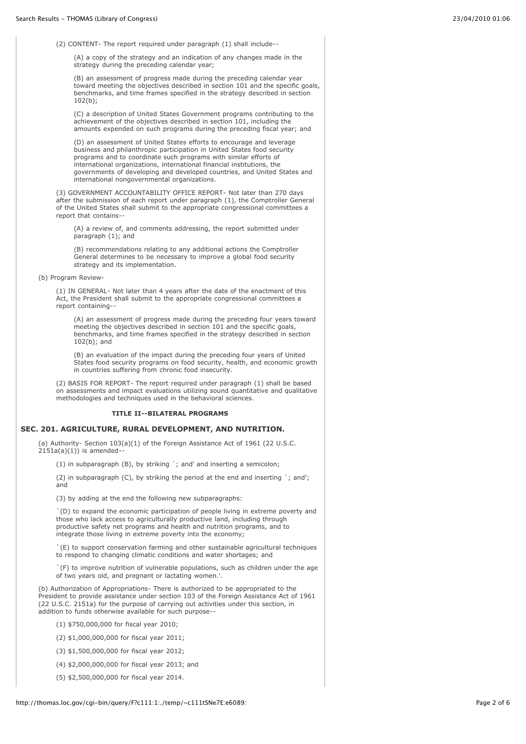(2) CONTENT- The report required under paragraph (1) shall include--

(A) a copy of the strategy and an indication of any changes made in the strategy during the preceding calendar year;

(B) an assessment of progress made during the preceding calendar year toward meeting the objectives described in section 101 and the specific goals, benchmarks, and time frames specified in the strategy described in section 102(b);

(C) a description of United States Government programs contributing to the achievement of the objectives described in section 101, including the amounts expended on such programs during the preceding fiscal year; and

(D) an assessment of United States efforts to encourage and leverage business and philanthropic participation in United States food security programs and to coordinate such programs with similar efforts of international organizations, international financial institutions, the governments of developing and developed countries, and United States and international nongovernmental organizations.

(3) GOVERNMENT ACCOUNTABILITY OFFICE REPORT- Not later than 270 days after the submission of each report under paragraph (1), the Comptroller General of the United States shall submit to the appropriate congressional committees a report that contains--

(A) a review of, and comments addressing, the report submitted under paragraph (1); and

(B) recommendations relating to any additional actions the Comptroller General determines to be necessary to improve a global food security strategy and its implementation.

(b) Program Review-

(1) IN GENERAL- Not later than 4 years after the date of the enactment of this Act, the President shall submit to the appropriate congressional committees a report containing--

(A) an assessment of progress made during the preceding four years toward meeting the objectives described in section 101 and the specific goals, benchmarks, and time frames specified in the strategy described in section 102(b); and

(B) an evaluation of the impact during the preceding four years of United States food security programs on food security, health, and economic growth in countries suffering from chronic food insecurity.

(2) BASIS FOR REPORT- The report required under paragraph (1) shall be based on assessments and impact evaluations utilizing sound quantitative and qualitative methodologies and techniques used in the behavioral sciences.

**TITLE II--BILATERAL PROGRAMS**

## SEC. 201. AGRICULTURE, RURAL DEVELOPMENT, AND NUTRITION.

(a) Authority- Section 103(a)(1) of the Foreign Assistance Act of 1961 (22 U.S.C. 2151a(a)(1)) is amended--

(1) in subparagraph (B), by striking `; and' and inserting a semicolon;

(2) in subparagraph (C), by striking the period at the end and inserting `; and'; and

(3) by adding at the end the following new subparagraphs:

`(D) to expand the economic participation of people living in extreme poverty and those who lack access to agriculturally productive land, including through productive safety net programs and health and nutrition programs, and to integrate those living in extreme poverty into the economy;

`(E) to support conservation farming and other sustainable agricultural techniques to respond to changing climatic conditions and water shortages; and

`(F) to improve nutrition of vulnerable populations, such as children under the age of two years old, and pregnant or lactating women.'.

(b) Authorization of Appropriations- There is authorized to be appropriated to the President to provide assistance under section 103 of the Foreign Assistance Act of 1961 (22 U.S.C. 2151a) for the purpose of carrying out activities under this section, in addition to funds otherwise available for such purpose--

(1) $750,000,000 for fiscal year 2010;

(2) $1,000,000,000 for fiscal year 2011;

(3) $1,500,000,000 for fiscal year 2012;

(4) $2,000,000,000 for fiscal year 2013; and

(5) $2,500,000,000 for fiscal year 2014.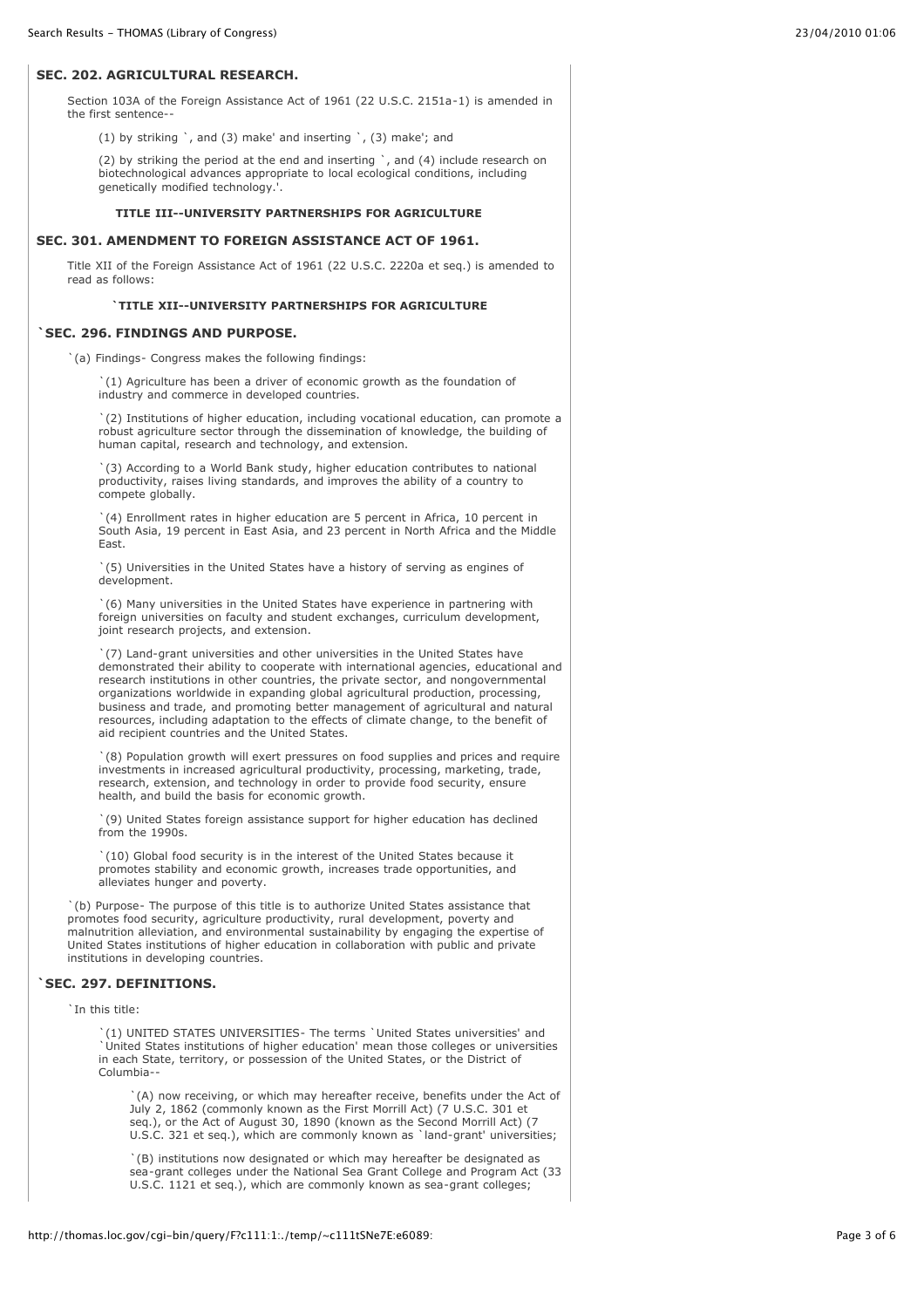## SEC. 202. AGRICULTURAL RESEARCH.

Section 103A of the Foreign Assistance Act of 1961 (22 U.S.C. 2151a-1) is amended in the first sentence--

(1) by striking `, and (3) make' and inserting `, (3) make'; and

(2) by striking the period at the end and inserting `, and (4) include research on biotechnological advances appropriate to local ecological conditions, including genetically modified technology.'.

### TITLE III--UNIVERSITY PARTNERSHIPS FOR AGRICULTURE

## SEC. 301. AMENDMENT TO FOREIGN ASSISTANCE ACT OF 1961.

Title XII of the Foreign Assistance Act of 1961 (22 U.S.C. 2220a et seq.) is amended to read as follows:

### `TITLE XII--UNIVERSITY PARTNERSHIPS FOR AGRICULTURE

## `SEC. 296. FINDINGS AND PURPOSE.

`(a) Findings- Congress makes the following findings:

`(1) Agriculture has been a driver of economic growth as the foundation of industry and commerce in developed countries.

`(2) Institutions of higher education, including vocational education, can promote a robust agriculture sector through the dissemination of knowledge, the building of human capital, research and technology, and extension.

`(3) According to a World Bank study, higher education contributes to national productivity, raises living standards, and improves the ability of a country to compete globally.

`(4) Enrollment rates in higher education are 5 percent in Africa, 10 percent in South Asia, 19 percent in East Asia, and 23 percent in North Africa and the Middle East.

`(5) Universities in the United States have a history of serving as engines of development.

`(6) Many universities in the United States have experience in partnering with foreign universities on faculty and student exchanges, curriculum development, joint research projects, and extension.

`(7) Land-grant universities and other universities in the United States have demonstrated their ability to cooperate with international agencies, educational and research institutions in other countries, the private sector, and nongovernmental organizations worldwide in expanding global agricultural production, processing, business and trade, and promoting better management of agricultural and natural resources, including adaptation to the effects of climate change, to the benefit of aid recipient countries and the United States.

`(8) Population growth will exert pressures on food supplies and prices and require investments in increased agricultural productivity, processing, marketing, trade, research, extension, and technology in order to provide food security, ensure health, and build the basis for economic growth.

`(9) United States foreign assistance support for higher education has declined from the 1990s.

`(10) Global food security is in the interest of the United States because it promotes stability and economic growth, increases trade opportunities, and alleviates hunger and poverty.

`(b) Purpose- The purpose of this title is to authorize United States assistance that promotes food security, agriculture productivity, rural development, poverty and malnutrition alleviation, and environmental sustainability by engaging the expertise of United States institutions of higher education in collaboration with public and private institutions in developing countries.

## `SEC. 297. DEFINITIONS.

`In this title:

`(1) UNITED STATES UNIVERSITIES- The terms `United States universities' and `United States institutions of higher education' mean those colleges or universities in each State, territory, or possession of the United States, or the District of Columbia--

`(A) now receiving, or which may hereafter receive, benefits under the Act of July 2, 1862 (commonly known as the First Morrill Act) (7 U.S.C. 301 et seq.), or the Act of August 30, 1890 (known as the Second Morrill Act) (7 U.S.C. 321 et seq.), which are commonly known as `land-grant' universities;

`(B) institutions now designated or which may hereafter be designated as sea-grant colleges under the National Sea Grant College and Program Act (33 U.S.C. 1121 et seq.), which are commonly known as sea-grant colleges;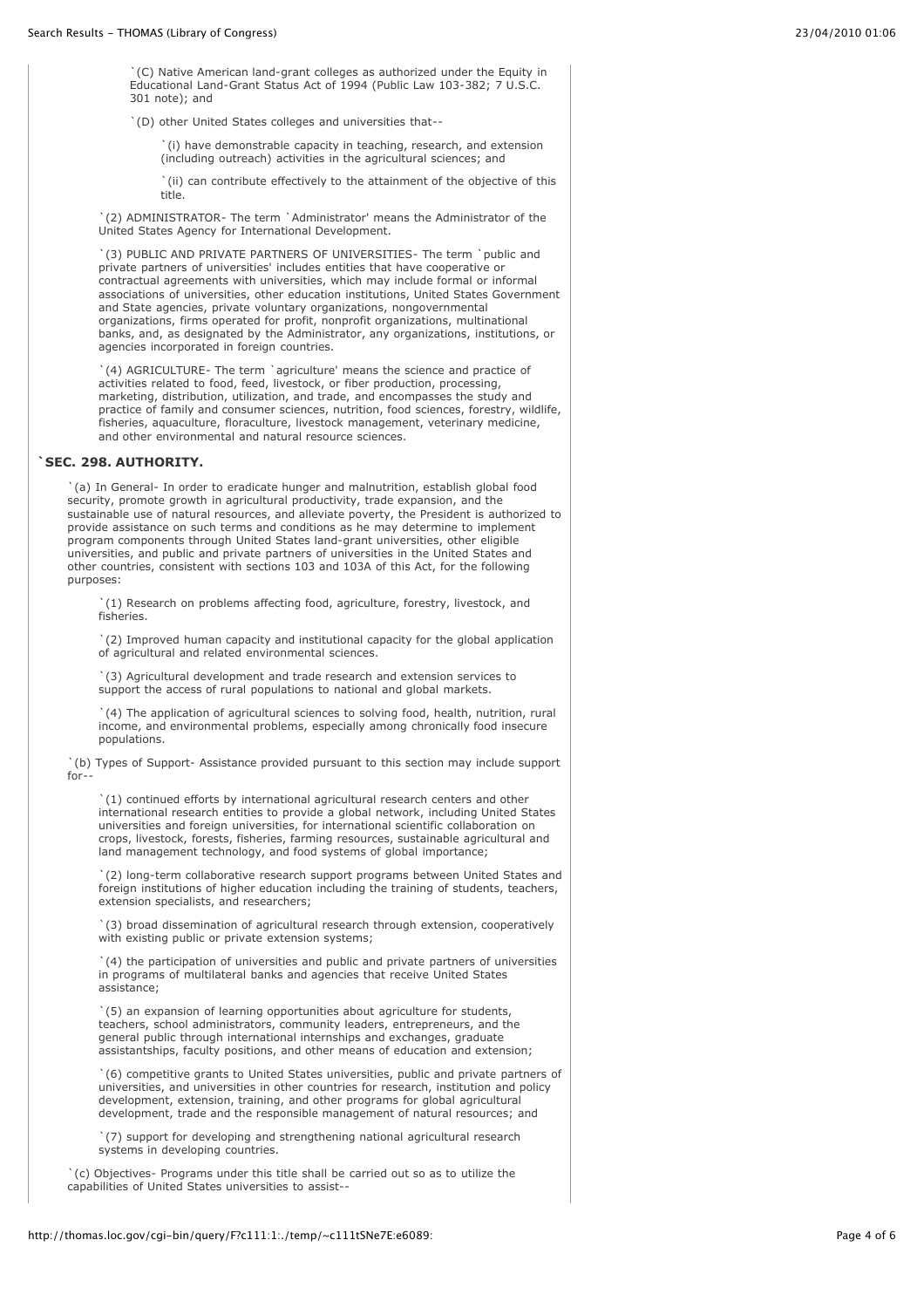`(C) Native American land-grant colleges as authorized under the Equity in Educational Land-Grant Status Act of 1994 (Public Law 103-382; 7 U.S.C. 301 note); and

`(D) other United States colleges and universities that--

`(i) have demonstrable capacity in teaching, research, and extension (including outreach) activities in the agricultural sciences; and

`(ii) can contribute effectively to the attainment of the objective of this title.

`(2) ADMINISTRATOR- The term `Administrator' means the Administrator of the United States Agency for International Development.

`(3) PUBLIC AND PRIVATE PARTNERS OF UNIVERSITIES- The term `public and private partners of universities' includes entities that have cooperative or contractual agreements with universities, which may include formal or informal associations of universities, other education institutions, United States Government and State agencies, private voluntary organizations, nongovernmental organizations, firms operated for profit, nonprofit organizations, multinational banks, and, as designated by the Administrator, any organizations, institutions, or agencies incorporated in foreign countries.

`(4) AGRICULTURE- The term `agriculture' means the science and practice of activities related to food, feed, livestock, or fiber production, processing, marketing, distribution, utilization, and trade, and encompasses the study and practice of family and consumer sciences, nutrition, food sciences, forestry, wildlife, fisheries, aquaculture, floraculture, livestock management, veterinary medicine, and other environmental and natural resource sciences.

**`SEC. 298. AUTHORITY.**

`(a) In General- In order to eradicate hunger and malnutrition, establish global food security, promote growth in agricultural productivity, trade expansion, and the sustainable use of natural resources, and alleviate poverty, the President is authorized to provide assistance on such terms and conditions as he may determine to implement program components through United States land-grant universities, other eligible universities, and public and private partners of universities in the United States and other countries, consistent with sections 103 and 103A of this Act, for the following purposes:

`(1) Research on problems affecting food, agriculture, forestry, livestock, and fisheries.

`(2) Improved human capacity and institutional capacity for the global application of agricultural and related environmental sciences.

`(3) Agricultural development and trade research and extension services to support the access of rural populations to national and global markets.

`(4) The application of agricultural sciences to solving food, health, nutrition, rural income, and environmental problems, especially among chronically food insecure populations.

`(b) Types of Support- Assistance provided pursuant to this section may include support for--

`(1) continued efforts by international agricultural research centers and other international research entities to provide a global network, including United States universities and foreign universities, for international scientific collaboration on crops, livestock, forests, fisheries, farming resources, sustainable agricultural and land management technology, and food systems of global importance;

`(2) long-term collaborative research support programs between United States and foreign institutions of higher education including the training of students, teachers, extension specialists, and researchers;

`(3) broad dissemination of agricultural research through extension, cooperatively with existing public or private extension systems;

`(4) the participation of universities and public and private partners of universities in programs of multilateral banks and agencies that receive United States assistance;

`(5) an expansion of learning opportunities about agriculture for students, teachers, school administrators, community leaders, entrepreneurs, and the general public through international internships and exchanges, graduate assistantships, faculty positions, and other means of education and extension;

`(6) competitive grants to United States universities, public and private partners of universities, and universities in other countries for research, institution and policy development, extension, training, and other programs for global agricultural development, trade and the responsible management of natural resources; and

`(7) support for developing and strengthening national agricultural research systems in developing countries.

`(c) Objectives- Programs under this title shall be carried out so as to utilize the capabilities of United States universities to assist--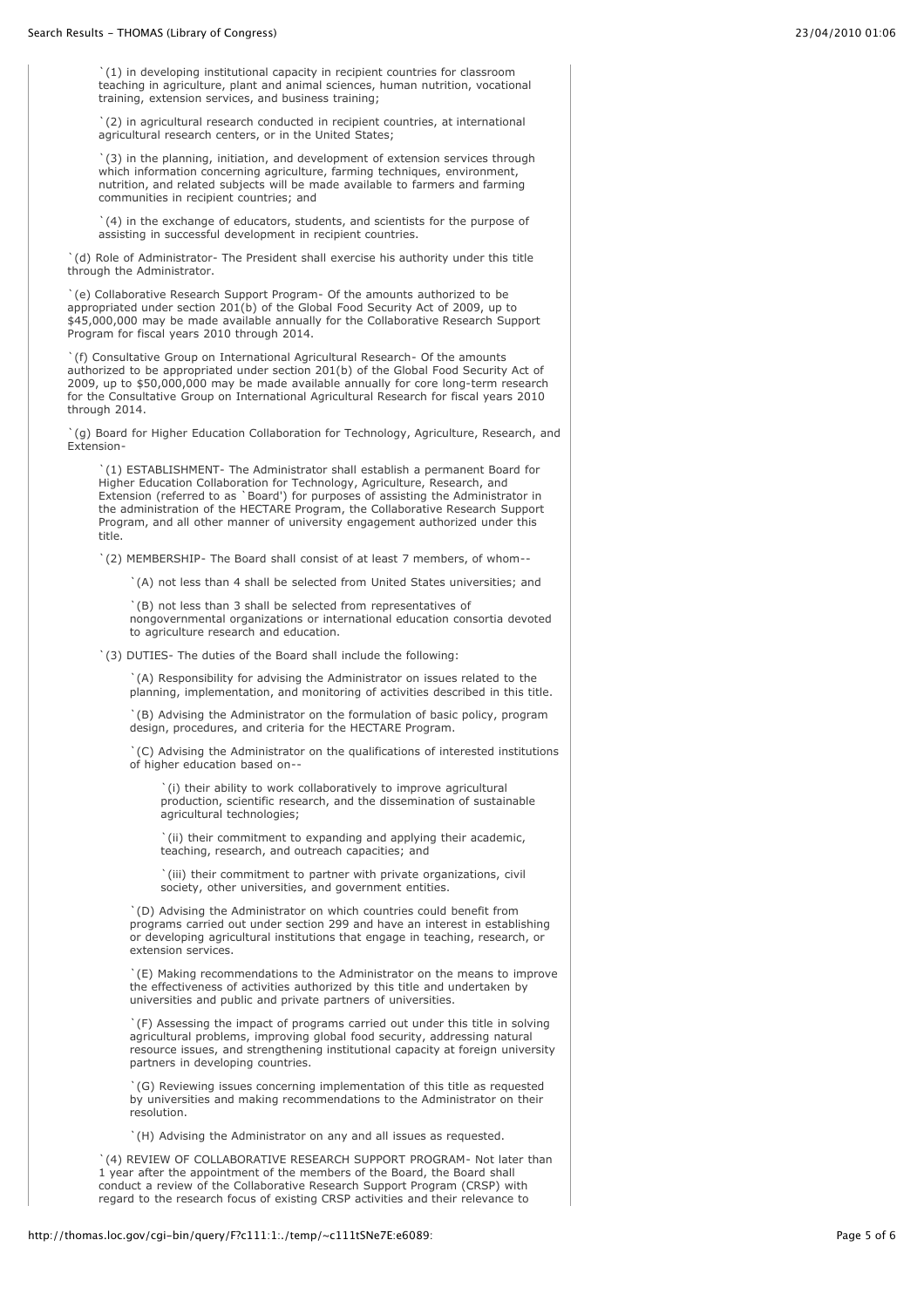`(1) in developing institutional capacity in recipient countries for classroom teaching in agriculture, plant and animal sciences, human nutrition, vocational training, extension services, and business training;

`(2) in agricultural research conducted in recipient countries, at international agricultural research centers, or in the United States;

`(3) in the planning, initiation, and development of extension services through which information concerning agriculture, farming techniques, environment, nutrition, and related subjects will be made available to farmers and farming communities in recipient countries; and

`(4) in the exchange of educators, students, and scientists for the purpose of assisting in successful development in recipient countries.

`(d) Role of Administrator- The President shall exercise his authority under this title through the Administrator.

`(e) Collaborative Research Support Program- Of the amounts authorized to be appropriated under section 201(b) of the Global Food Security Act of 2009, up to $45,000,000 may be made available annually for the Collaborative Research Support Program for fiscal years 2010 through 2014.

`(f) Consultative Group on International Agricultural Research- Of the amounts authorized to be appropriated under section 201(b) of the Global Food Security Act of 2009, up to $50,000,000 may be made available annually for core long-term research for the Consultative Group on International Agricultural Research for fiscal years 2010 through 2014.

`(g) Board for Higher Education Collaboration for Technology, Agriculture, Research, and Extension-

`(1) ESTABLISHMENT- The Administrator shall establish a permanent Board for Higher Education Collaboration for Technology, Agriculture, Research, and Extension (referred to as `Board') for purposes of assisting the Administrator in the administration of the HECTARE Program, the Collaborative Research Support Program, and all other manner of university engagement authorized under this title.

`(2) MEMBERSHIP- The Board shall consist of at least 7 members, of whom--

`(A) not less than 4 shall be selected from United States universities; and

`(B) not less than 3 shall be selected from representatives of nongovernmental organizations or international education consortia devoted to agriculture research and education.

`(3) DUTIES- The duties of the Board shall include the following:

`(A) Responsibility for advising the Administrator on issues related to the planning, implementation, and monitoring of activities described in this title.

`(B) Advising the Administrator on the formulation of basic policy, program design, procedures, and criteria for the HECTARE Program.

`(C) Advising the Administrator on the qualifications of interested institutions of higher education based on--

`(i) their ability to work collaboratively to improve agricultural production, scientific research, and the dissemination of sustainable agricultural technologies;

`(ii) their commitment to expanding and applying their academic, teaching, research, and outreach capacities; and

`(iii) their commitment to partner with private organizations, civil society, other universities, and government entities.

`(D) Advising the Administrator on which countries could benefit from programs carried out under section 299 and have an interest in establishing or developing agricultural institutions that engage in teaching, research, or extension services.

`(E) Making recommendations to the Administrator on the means to improve the effectiveness of activities authorized by this title and undertaken by universities and public and private partners of universities.

`(F) Assessing the impact of programs carried out under this title in solving agricultural problems, improving global food security, addressing natural resource issues, and strengthening institutional capacity at foreign university partners in developing countries.

`(G) Reviewing issues concerning implementation of this title as requested by universities and making recommendations to the Administrator on their resolution.

`(H) Advising the Administrator on any and all issues as requested.

`(4) REVIEW OF COLLABORATIVE RESEARCH SUPPORT PROGRAM- Not later than 1 year after the appointment of the members of the Board, the Board shall conduct a review of the Collaborative Research Support Program (CRSP) with regard to the research focus of existing CRSP activities and their relevance to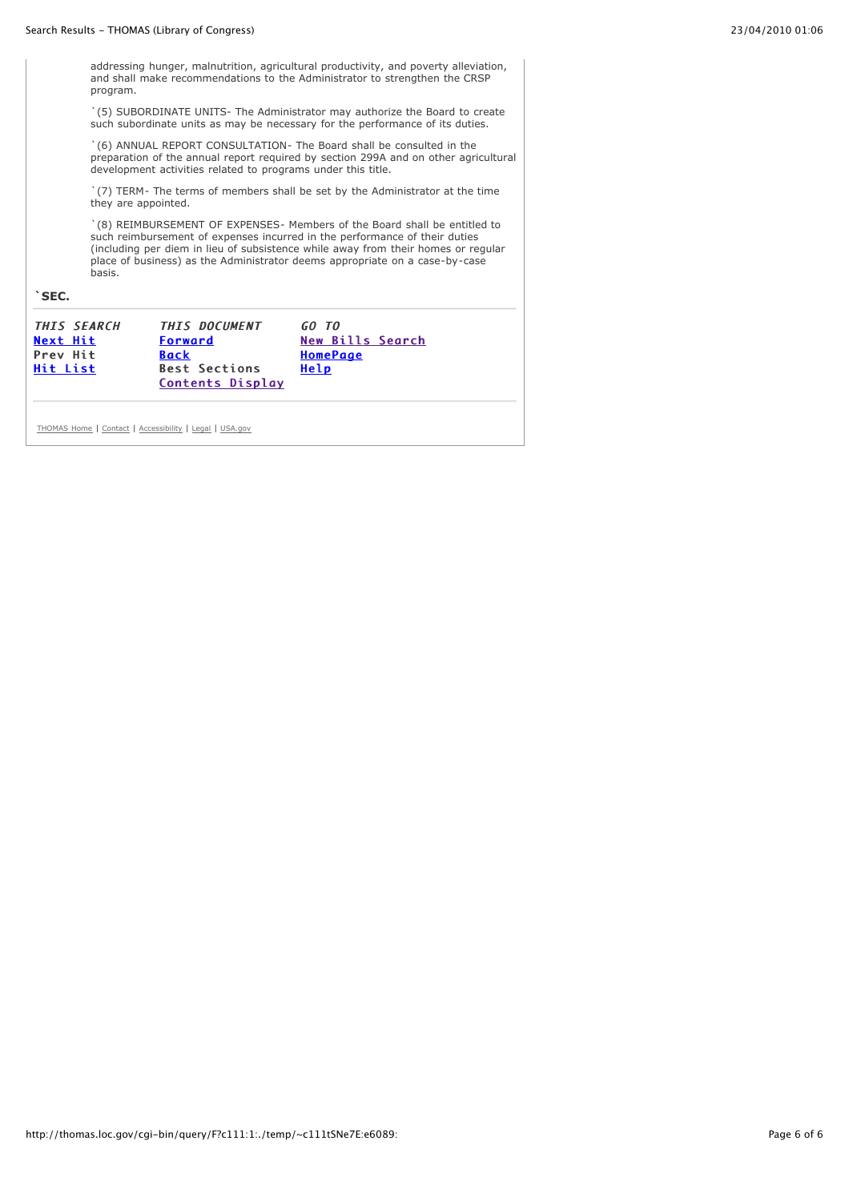addressing hunger, malnutrition, agricultural productivity, and poverty alleviation, and shall make recommendations to the Administrator to strengthen the CRSP program.

`(5) SUBORDINATE UNITS- The Administrator may authorize the Board to create such subordinate units as may be necessary for the performance of its duties.

`(6) ANNUAL REPORT CONSULTATION- The Board shall be consulted in the preparation of the annual report required by section 299A and on other agricultural development activities related to programs under this title.

`(7) TERM- The terms of members shall be set by the Administrator at the time they are appointed.

`(8) REIMBURSEMENT OF EXPENSES- Members of the Board shall be entitled to such reimbursement of expenses incurred in the performance of their duties (including per diem in lieu of subsistence while away from their homes or regular place of business) as the Administrator deems appropriate on a case-by-case basis.

**`SEC.**

| *THIS SEARCH* | *THIS DOCUMENT* | *GO TO* |
|---|---|---|
| Next Hit | Forward | New Bills Search |
| Prev Hit | Back | HomePage |
| Hit List | Best Sections | Help |
| | Contents Display | |

THOMAS Home | Contact | Accessibility | Legal | USA.gov